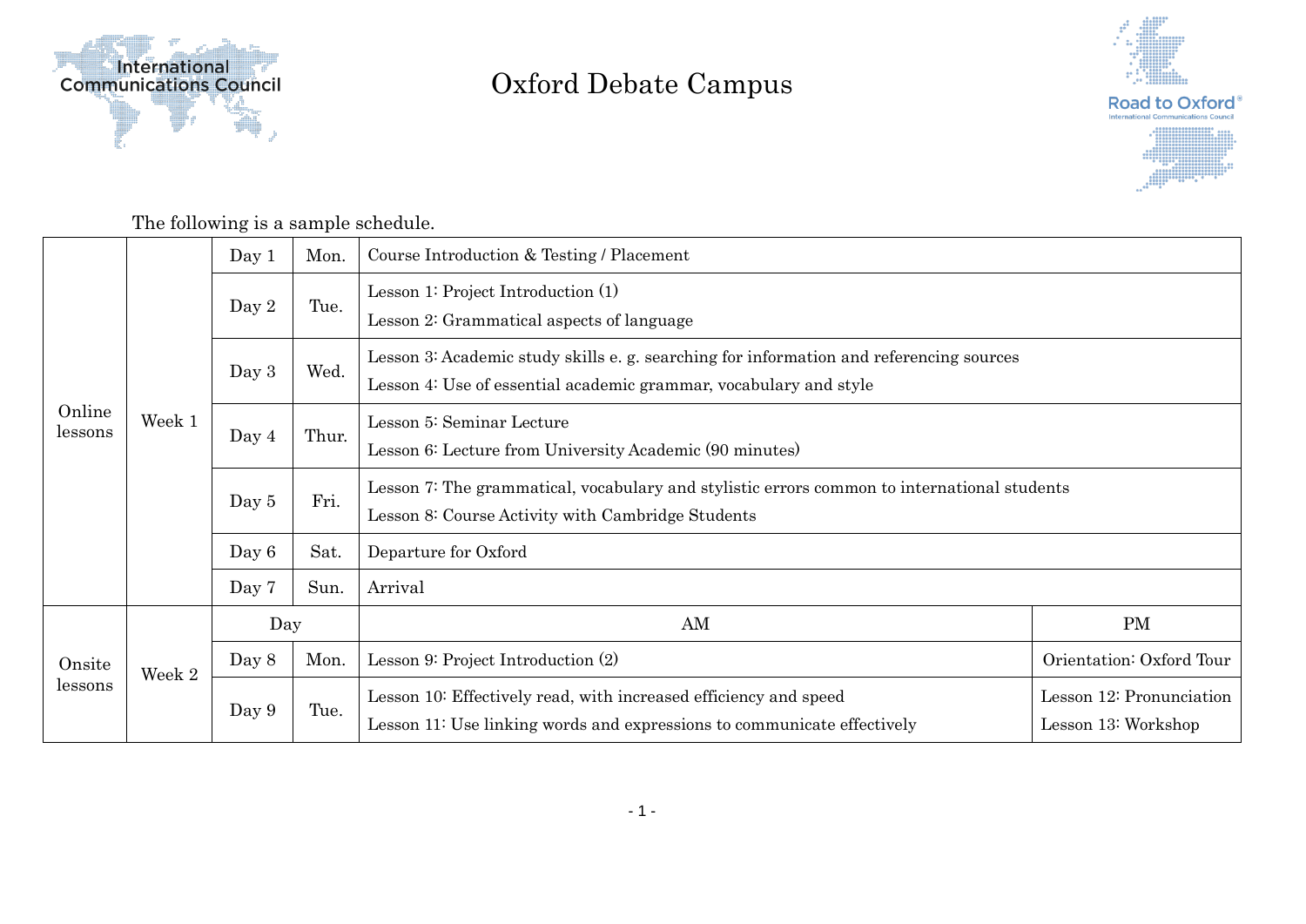International Communications Council

# Oxford Debate Campus

Road to Oxford®
International Communications Council

The following is a sample schedule.

| | | | | | |
|---|---|---|---|---|---|
| Online lessons | Week 1 | Day 1 | Mon. | Course Introduction & Testing / Placement | |
| | | Day 2 | Tue. | Lesson 1: Project Introduction (1)<br>Lesson 2: Grammatical aspects of language | |
| | | Day 3 | Wed. | Lesson 3: Academic study skills e. g. searching for information and referencing sources<br>Lesson 4: Use of essential academic grammar, vocabulary and style | |
| | | Day 4 | Thur. | Lesson 5: Seminar Lecture<br>Lesson 6: Lecture from University Academic (90 minutes) | |
| | | Day 5 | Fri. | Lesson 7: The grammatical, vocabulary and stylistic errors common to international students<br>Lesson 8: Course Activity with Cambridge Students | |
| | | Day 6 | Sat. | Departure for Oxford | |
| | | Day 7 | Sun. | Arrival | |
| Onsite lessons | Week 2 | Day | | AM | PM |
| | | Day 8 | Mon. | Lesson 9: Project Introduction (2) | Orientation: Oxford Tour |
| | | Day 9 | Tue. | Lesson 10: Effectively read, with increased efficiency and speed<br>Lesson 11: Use linking words and expressions to communicate effectively | Lesson 12: Pronunciation<br>Lesson 13: Workshop |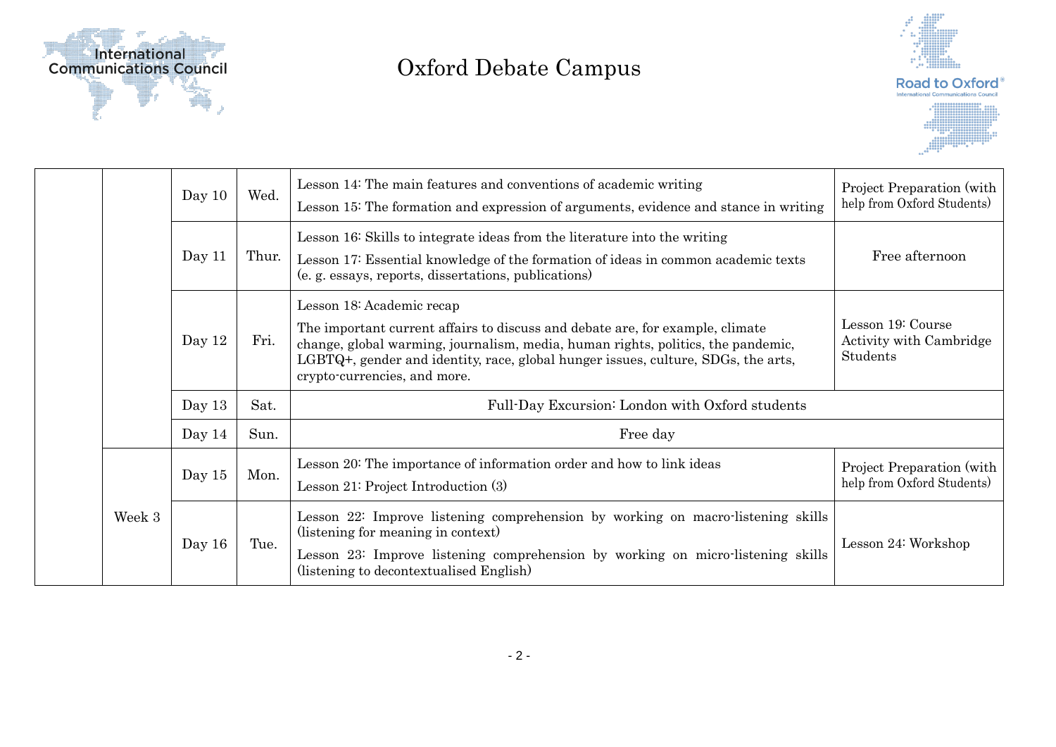# Oxford Debate Campus

| | | | | | |
|---|---|---|---|---|---|
| | | Day 10 | Wed. | Lesson 14: The main features and conventions of academic writing<br>Lesson 15: The formation and expression of arguments, evidence and stance in writing | Project Preparation (with help from Oxford Students) |
| | | Day 11 | Thur. | Lesson 16: Skills to integrate ideas from the literature into the writing<br>Lesson 17: Essential knowledge of the formation of ideas in common academic texts (e. g. essays, reports, dissertations, publications) | Free afternoon |
| | | Day 12 | Fri. | Lesson 18: Academic recap<br>The important current affairs to discuss and debate are, for example, climate change, global warming, journalism, media, human rights, politics, the pandemic, LGBTQ+, gender and identity, race, global hunger issues, culture, SDGs, the arts, crypto-currencies, and more. | Lesson 19: Course Activity with Cambridge Students |
| | | Day 13 | Sat. | Full-Day Excursion: London with Oxford students | |
| | | Day 14 | Sun. | Free day | |
| | Week 3 | Day 15 | Mon. | Lesson 20: The importance of information order and how to link ideas<br>Lesson 21: Project Introduction (3) | Project Preparation (with help from Oxford Students) |
| | | Day 16 | Tue. | Lesson 22: Improve listening comprehension by working on macro-listening skills (listening for meaning in context)<br>Lesson 23: Improve listening comprehension by working on micro-listening skills (listening to decontextualised English) | Lesson 24: Workshop |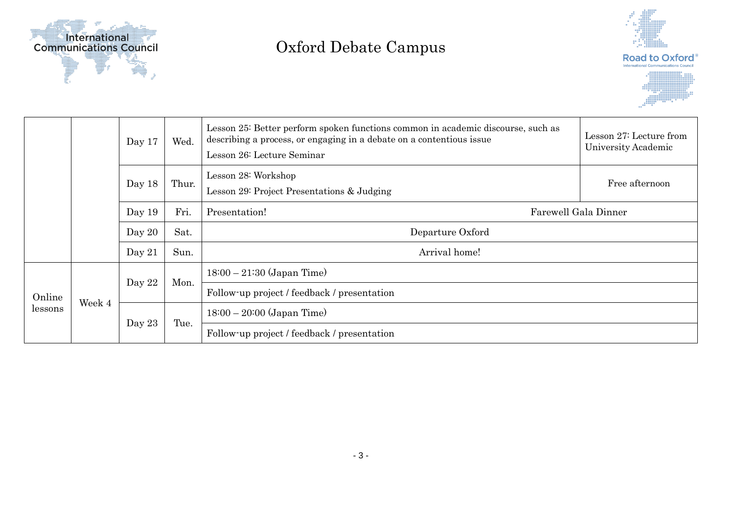# Oxford Debate Campus

| | | | | | |
|---|---|---|---|---|---|
| | | Day 17 | Wed. | Lesson 25: Better perform spoken functions common in academic discourse, such as describing a process, or engaging in a debate on a contentious issue<br>Lesson 26: Lecture Seminar | Lesson 27: Lecture from University Academic |
| | | Day 18 | Thur. | Lesson 28: Workshop<br>Lesson 29: Project Presentations & Judging | Free afternoon |
| | | Day 19 | Fri. | Presentation! | Farewell Gala Dinner |
| | | Day 20 | Sat. | Departure Oxford | |
| | | Day 21 | Sun. | Arrival home! | |
| Online lessons | Week 4 | Day 22 | Mon. | 18:00 – 21:30 (Japan Time) | |
| | | | | Follow-up project / feedback / presentation | |
| | | Day 23 | Tue. | 18:00 – 20:00 (Japan Time) | |
| | | | | Follow-up project / feedback / presentation | |